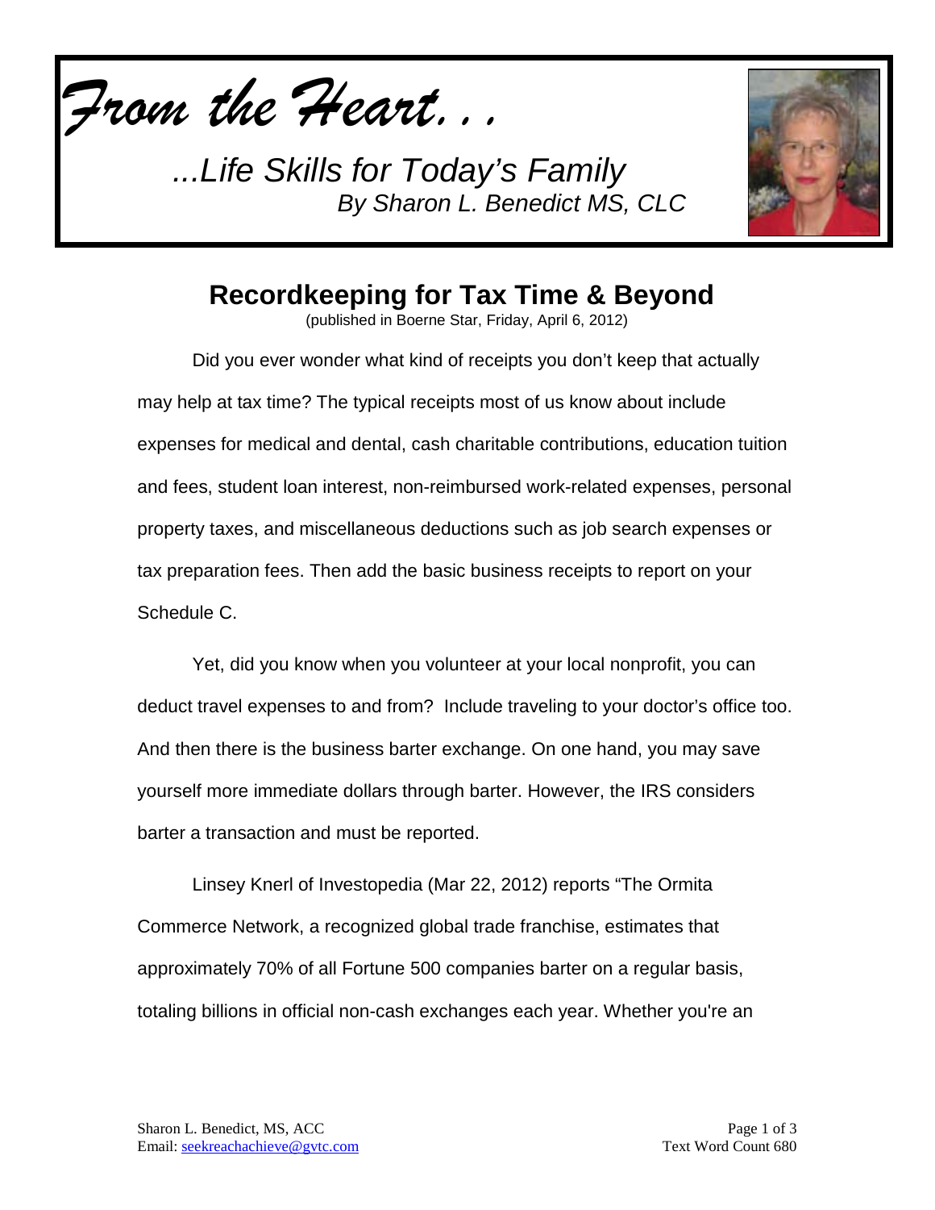*From the Heart...*

*...Life Skills for Today's Family*
*By Sharon L. Benedict MS, CLC*

# Recordkeeping for Tax Time & Beyond

(published in Boerne Star, Friday, April 6, 2012)

Did you ever wonder what kind of receipts you don't keep that actually may help at tax time? The typical receipts most of us know about include expenses for medical and dental, cash charitable contributions, education tuition and fees, student loan interest, non-reimbursed work-related expenses, personal property taxes, and miscellaneous deductions such as job search expenses or tax preparation fees. Then add the basic business receipts to report on your Schedule C.

Yet, did you know when you volunteer at your local nonprofit, you can deduct travel expenses to and from? Include traveling to your doctor's office too. And then there is the business barter exchange. On one hand, you may save yourself more immediate dollars through barter. However, the IRS considers barter a transaction and must be reported.

Linsey Knerl of Investopedia (Mar 22, 2012) reports "The Ormita Commerce Network, a recognized global trade franchise, estimates that approximately 70% of all Fortune 500 companies barter on a regular basis, totaling billions in official non-cash exchanges each year. Whether you're an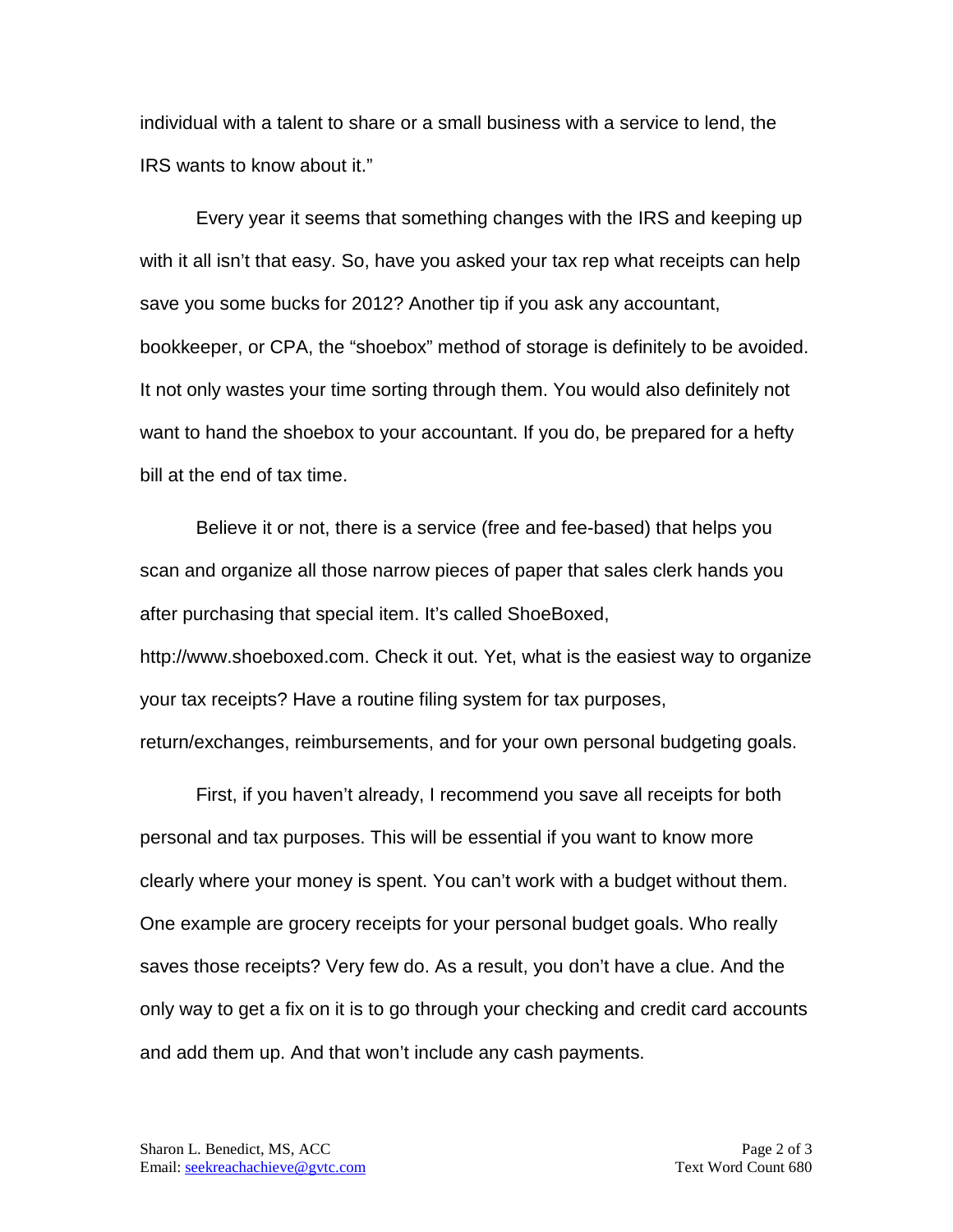individual with a talent to share or a small business with a service to lend, the IRS wants to know about it."

Every year it seems that something changes with the IRS and keeping up with it all isn't that easy. So, have you asked your tax rep what receipts can help save you some bucks for 2012? Another tip if you ask any accountant, bookkeeper, or CPA, the "shoebox" method of storage is definitely to be avoided. It not only wastes your time sorting through them. You would also definitely not want to hand the shoebox to your accountant. If you do, be prepared for a hefty bill at the end of tax time.

Believe it or not, there is a service (free and fee-based) that helps you scan and organize all those narrow pieces of paper that sales clerk hands you after purchasing that special item. It's called ShoeBoxed, http://www.shoeboxed.com. Check it out. Yet, what is the easiest way to organize your tax receipts? Have a routine filing system for tax purposes, return/exchanges, reimbursements, and for your own personal budgeting goals.

First, if you haven't already, I recommend you save all receipts for both personal and tax purposes. This will be essential if you want to know more clearly where your money is spent. You can't work with a budget without them. One example are grocery receipts for your personal budget goals. Who really saves those receipts? Very few do. As a result, you don't have a clue. And the only way to get a fix on it is to go through your checking and credit card accounts and add them up. And that won't include any cash payments.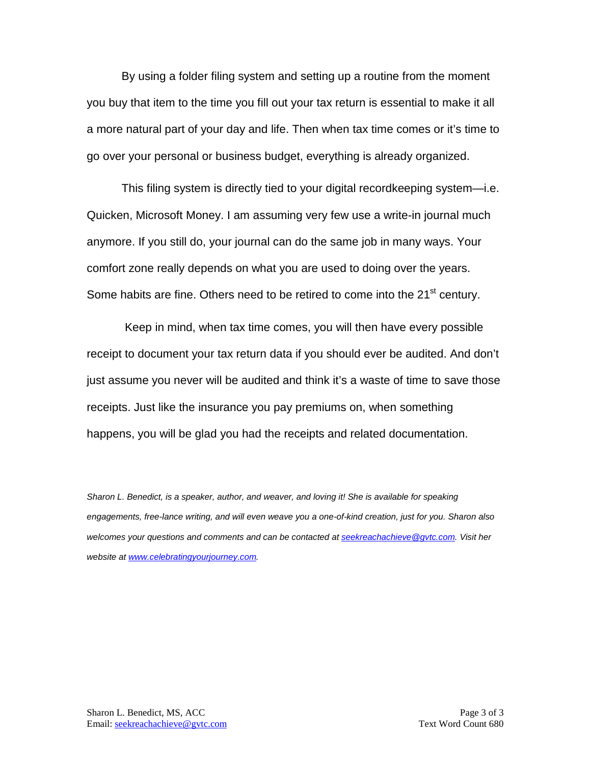By using a folder filing system and setting up a routine from the moment you buy that item to the time you fill out your tax return is essential to make it all a more natural part of your day and life. Then when tax time comes or it's time to go over your personal or business budget, everything is already organized.

This filing system is directly tied to your digital recordkeeping system—i.e. Quicken, Microsoft Money. I am assuming very few use a write-in journal much anymore. If you still do, your journal can do the same job in many ways. Your comfort zone really depends on what you are used to doing over the years. Some habits are fine. Others need to be retired to come into the 21st century.

Keep in mind, when tax time comes, you will then have every possible receipt to document your tax return data if you should ever be audited. And don't just assume you never will be audited and think it's a waste of time to save those receipts. Just like the insurance you pay premiums on, when something happens, you will be glad you had the receipts and related documentation.

*Sharon L. Benedict, is a speaker, author, and weaver, and loving it! She is available for speaking engagements, free-lance writing, and will even weave you a one-of-kind creation, just for you. Sharon also welcomes your questions and comments and can be contacted at [seekreachachieve@gvtc.com](mailto:seekreachachieve@gvtc.com). Visit her website at [www.celebratingyourjourney.com](http://www.celebratingyourjourney.com).*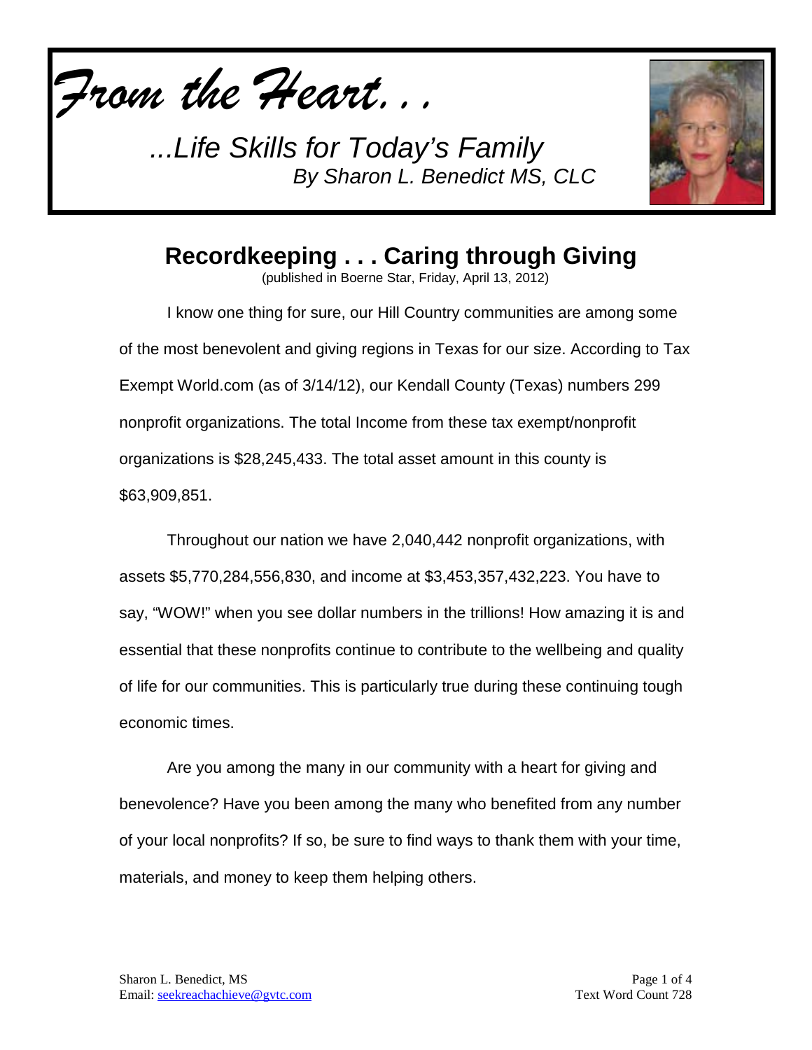*From the Heart. . .*

*...Life Skills for Today's Family*
*By Sharon L. Benedict MS, CLC*

# Recordkeeping . . . Caring through Giving

(published in Boerne Star, Friday, April 13, 2012)

I know one thing for sure, our Hill Country communities are among some of the most benevolent and giving regions in Texas for our size. According to Tax Exempt World.com (as of 3/14/12), our Kendall County (Texas) numbers 299 nonprofit organizations. The total Income from these tax exempt/nonprofit organizations is $28,245,433. The total asset amount in this county is $63,909,851.

Throughout our nation we have 2,040,442 nonprofit organizations, with assets $5,770,284,556,830, and income at $3,453,357,432,223. You have to say, "WOW!" when you see dollar numbers in the trillions! How amazing it is and essential that these nonprofits continue to contribute to the wellbeing and quality of life for our communities. This is particularly true during these continuing tough economic times.

Are you among the many in our community with a heart for giving and benevolence? Have you been among the many who benefited from any number of your local nonprofits? If so, be sure to find ways to thank them with your time, materials, and money to keep them helping others.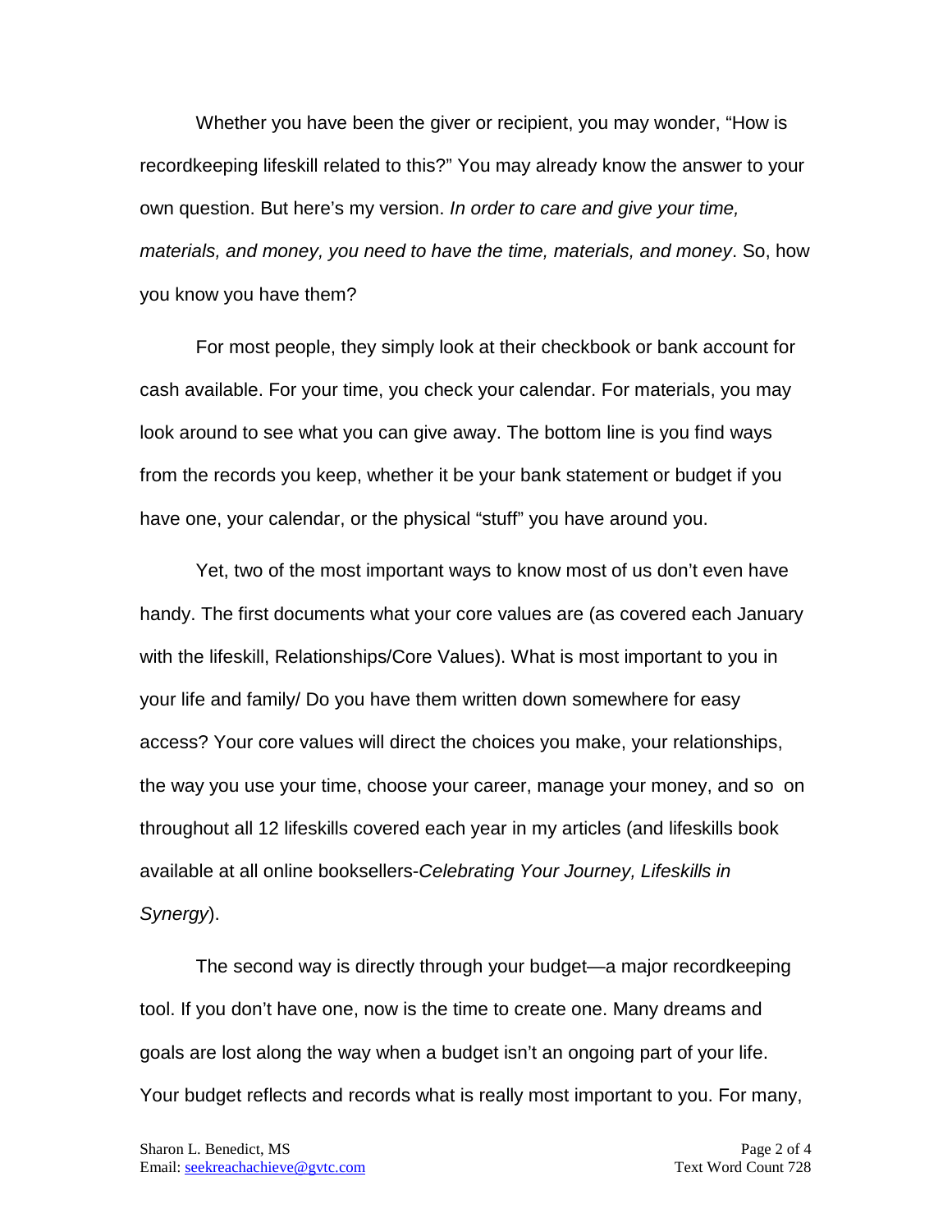Whether you have been the giver or recipient, you may wonder, "How is recordkeeping lifeskill related to this?" You may already know the answer to your own question. But here's my version. *In order to care and give your time, materials, and money, you need to have the time, materials, and money*. So, how you know you have them?

For most people, they simply look at their checkbook or bank account for cash available. For your time, you check your calendar. For materials, you may look around to see what you can give away. The bottom line is you find ways from the records you keep, whether it be your bank statement or budget if you have one, your calendar, or the physical "stuff" you have around you.

Yet, two of the most important ways to know most of us don't even have handy. The first documents what your core values are (as covered each January with the lifeskill, Relationships/Core Values). What is most important to you in your life and family/ Do you have them written down somewhere for easy access? Your core values will direct the choices you make, your relationships, the way you use your time, choose your career, manage your money, and so on throughout all 12 lifeskills covered each year in my articles (and lifeskills book available at all online booksellers-*Celebrating Your Journey, Lifeskills in Synergy*).

The second way is directly through your budget—a major recordkeeping tool. If you don't have one, now is the time to create one. Many dreams and goals are lost along the way when a budget isn't an ongoing part of your life. Your budget reflects and records what is really most important to you. For many,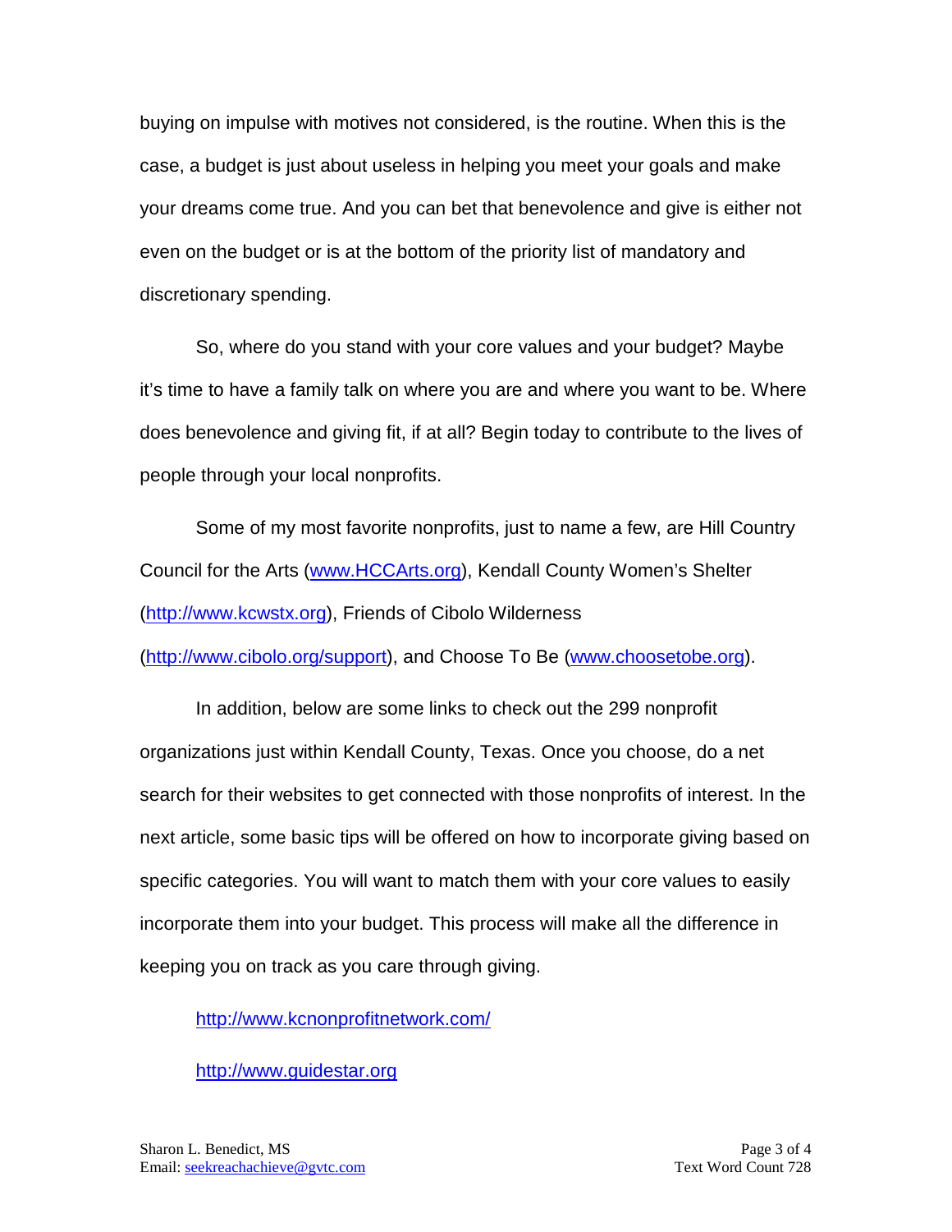buying on impulse with motives not considered, is the routine. When this is the case, a budget is just about useless in helping you meet your goals and make your dreams come true. And you can bet that benevolence and give is either not even on the budget or is at the bottom of the priority list of mandatory and discretionary spending.

So, where do you stand with your core values and your budget? Maybe it's time to have a family talk on where you are and where you want to be. Where does benevolence and giving fit, if at all? Begin today to contribute to the lives of people through your local nonprofits.

Some of my most favorite nonprofits, just to name a few, are Hill Country Council for the Arts (www.HCCArts.org), Kendall County Women's Shelter (http://www.kcwstx.org), Friends of Cibolo Wilderness (http://www.cibolo.org/support), and Choose To Be (www.choosetobe.org).

In addition, below are some links to check out the 299 nonprofit organizations just within Kendall County, Texas. Once you choose, do a net search for their websites to get connected with those nonprofits of interest. In the next article, some basic tips will be offered on how to incorporate giving based on specific categories. You will want to match them with your core values to easily incorporate them into your budget. This process will make all the difference in keeping you on track as you care through giving.

http://www.kcnonprofitnetwork.com/

http://www.guidestar.org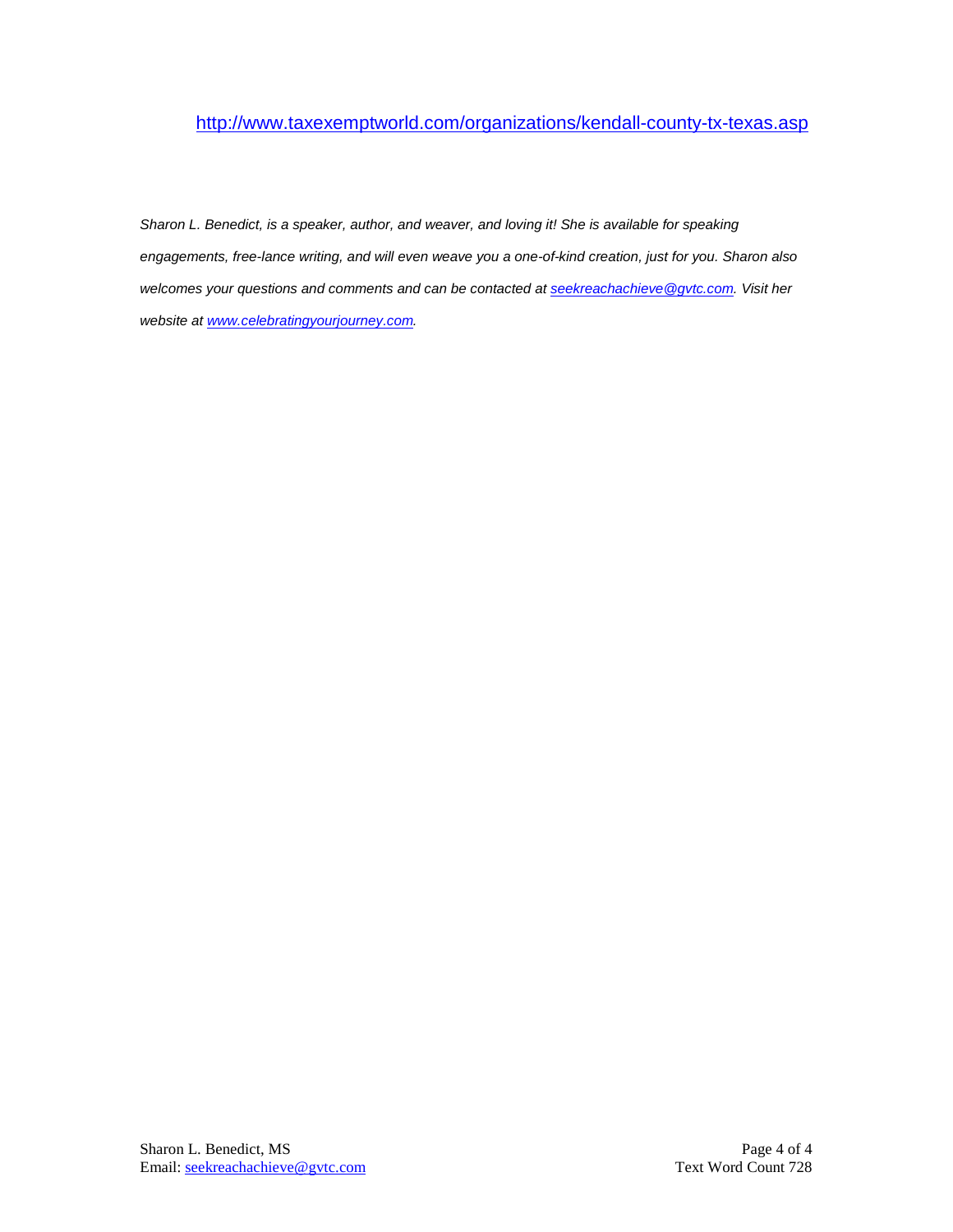http://www.taxexemptworld.com/organizations/kendall-county-tx-texas.asp

*Sharon L. Benedict, is a speaker, author, and weaver, and loving it! She is available for speaking engagements, free-lance writing, and will even weave you a one-of-kind creation, just for you. Sharon also welcomes your questions and comments and can be contacted at [seekreachachieve@gvtc.com](mailto:seekreachachieve@gvtc.com). Visit her website at [www.celebratingyourjourney.com](http://www.celebratingyourjourney.com).*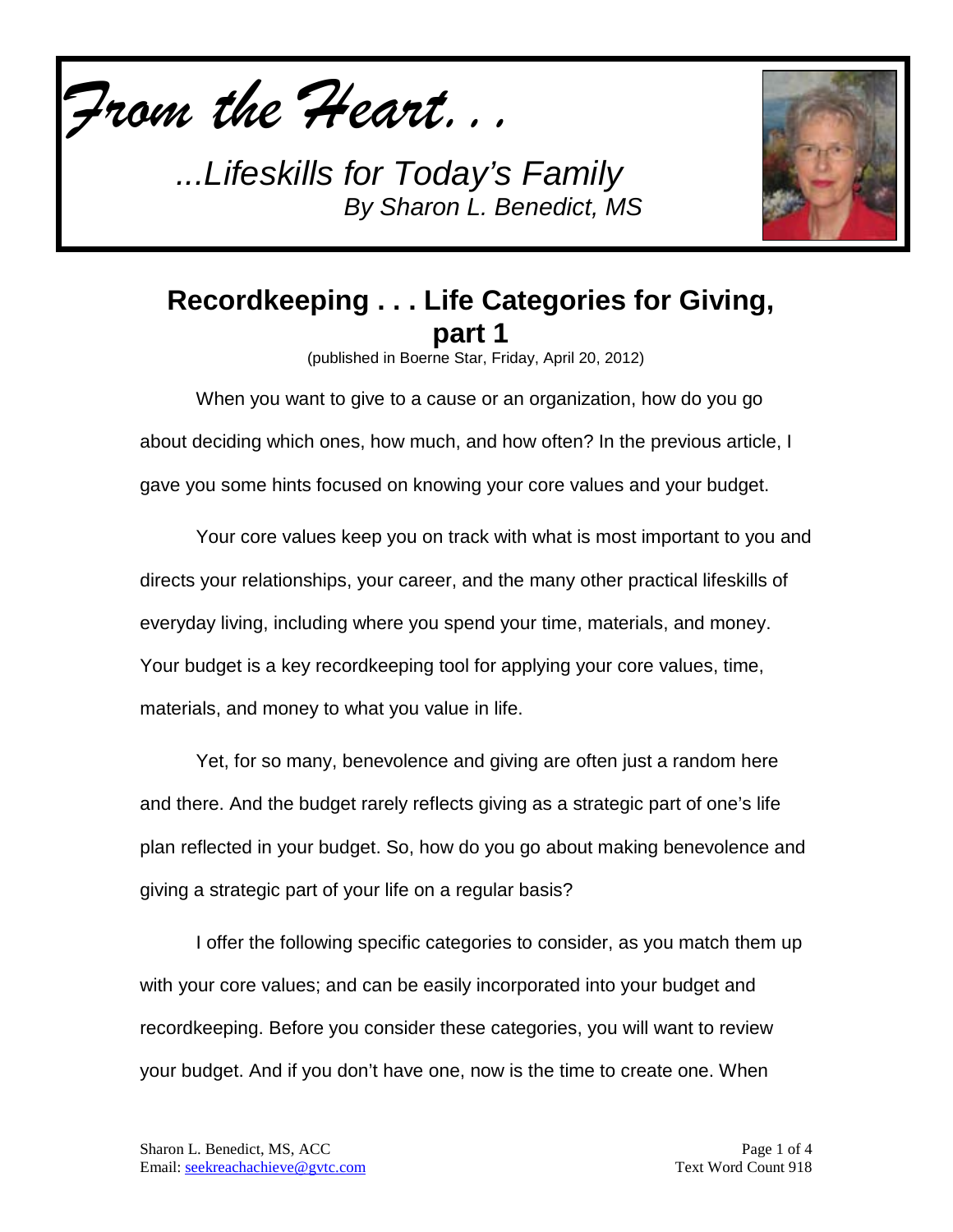*From the Heart. . .*

*...Lifeskills for Today's Family*
*By Sharon L. Benedict, MS*

# Recordkeeping . . . Life Categories for Giving, part 1

(published in Boerne Star, Friday, April 20, 2012)

When you want to give to a cause or an organization, how do you go about deciding which ones, how much, and how often? In the previous article, I gave you some hints focused on knowing your core values and your budget.

Your core values keep you on track with what is most important to you and directs your relationships, your career, and the many other practical lifeskills of everyday living, including where you spend your time, materials, and money. Your budget is a key recordkeeping tool for applying your core values, time, materials, and money to what you value in life.

Yet, for so many, benevolence and giving are often just a random here and there. And the budget rarely reflects giving as a strategic part of one's life plan reflected in your budget. So, how do you go about making benevolence and giving a strategic part of your life on a regular basis?

I offer the following specific categories to consider, as you match them up with your core values; and can be easily incorporated into your budget and recordkeeping. Before you consider these categories, you will want to review your budget. And if you don't have one, now is the time to create one. When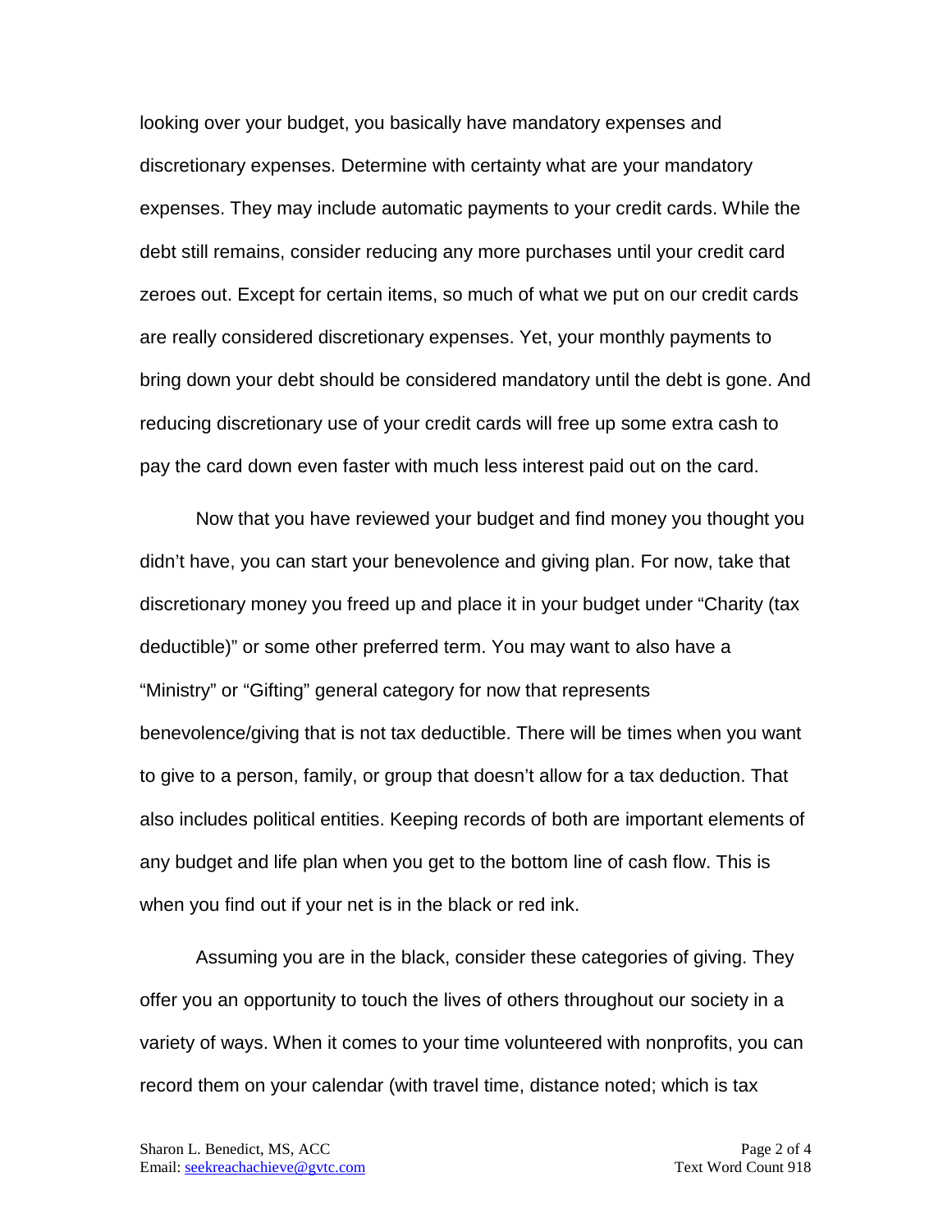looking over your budget, you basically have mandatory expenses and discretionary expenses. Determine with certainty what are your mandatory expenses. They may include automatic payments to your credit cards. While the debt still remains, consider reducing any more purchases until your credit card zeroes out. Except for certain items, so much of what we put on our credit cards are really considered discretionary expenses. Yet, your monthly payments to bring down your debt should be considered mandatory until the debt is gone. And reducing discretionary use of your credit cards will free up some extra cash to pay the card down even faster with much less interest paid out on the card.

Now that you have reviewed your budget and find money you thought you didn't have, you can start your benevolence and giving plan. For now, take that discretionary money you freed up and place it in your budget under "Charity (tax deductible)" or some other preferred term. You may want to also have a "Ministry" or "Gifting" general category for now that represents benevolence/giving that is not tax deductible. There will be times when you want to give to a person, family, or group that doesn't allow for a tax deduction. That also includes political entities. Keeping records of both are important elements of any budget and life plan when you get to the bottom line of cash flow. This is when you find out if your net is in the black or red ink.

Assuming you are in the black, consider these categories of giving. They offer you an opportunity to touch the lives of others throughout our society in a variety of ways. When it comes to your time volunteered with nonprofits, you can record them on your calendar (with travel time, distance noted; which is tax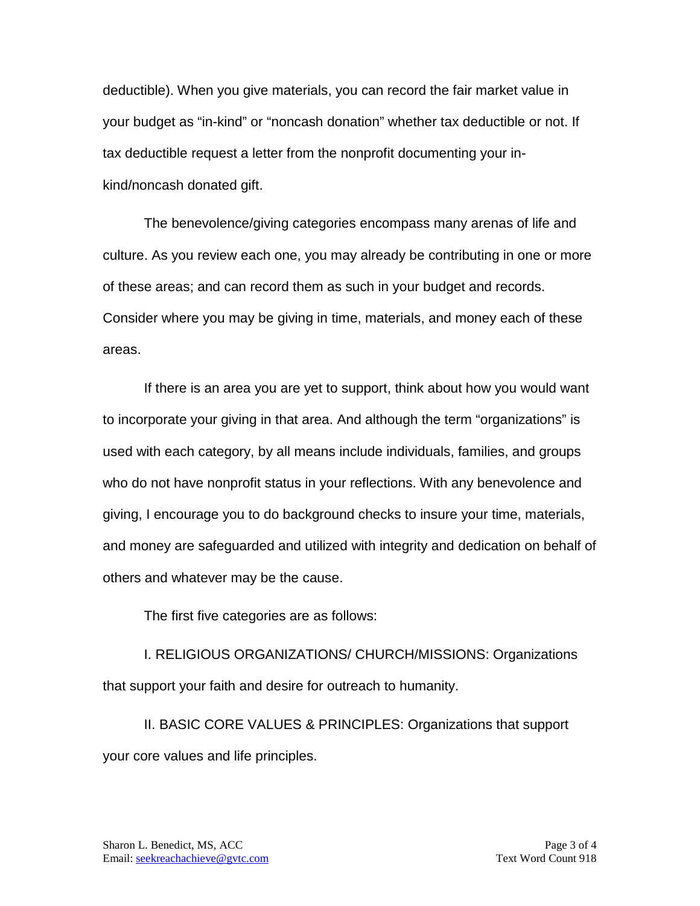deductible). When you give materials, you can record the fair market value in your budget as “in-kind” or “noncash donation” whether tax deductible or not. If tax deductible request a letter from the nonprofit documenting your in-kind/noncash donated gift.

The benevolence/giving categories encompass many arenas of life and culture. As you review each one, you may already be contributing in one or more of these areas; and can record them as such in your budget and records. Consider where you may be giving in time, materials, and money each of these areas.

If there is an area you are yet to support, think about how you would want to incorporate your giving in that area. And although the term “organizations” is used with each category, by all means include individuals, families, and groups who do not have nonprofit status in your reflections. With any benevolence and giving, I encourage you to do background checks to insure your time, materials, and money are safeguarded and utilized with integrity and dedication on behalf of others and whatever may be the cause.

The first five categories are as follows:

I. RELIGIOUS ORGANIZATIONS/ CHURCH/MISSIONS: Organizations that support your faith and desire for outreach to humanity.

II. BASIC CORE VALUES & PRINCIPLES: Organizations that support your core values and life principles.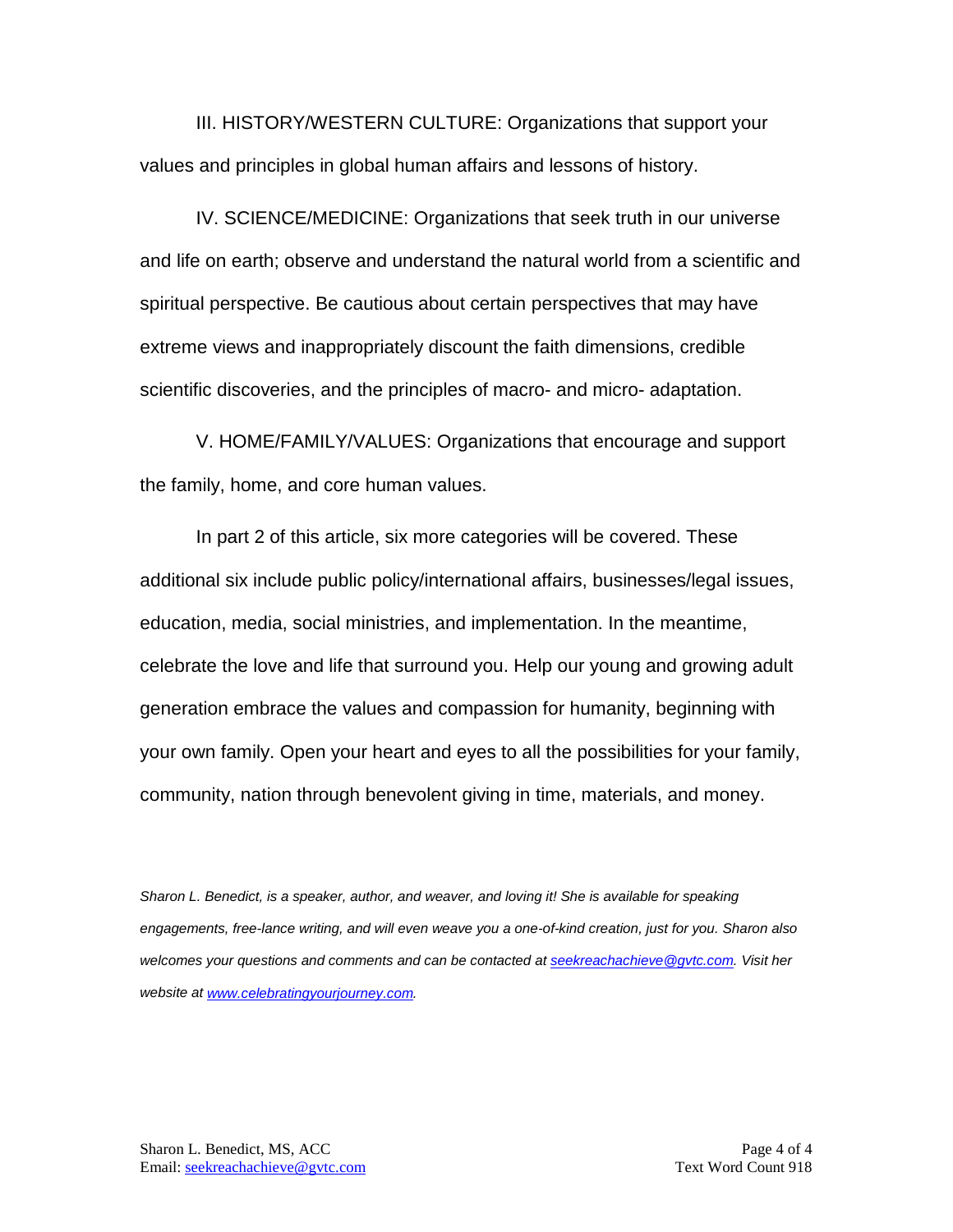III. HISTORY/WESTERN CULTURE: Organizations that support your values and principles in global human affairs and lessons of history.

IV. SCIENCE/MEDICINE: Organizations that seek truth in our universe and life on earth; observe and understand the natural world from a scientific and spiritual perspective. Be cautious about certain perspectives that may have extreme views and inappropriately discount the faith dimensions, credible scientific discoveries, and the principles of macro- and micro- adaptation.

V. HOME/FAMILY/VALUES: Organizations that encourage and support the family, home, and core human values.

In part 2 of this article, six more categories will be covered. These additional six include public policy/international affairs, businesses/legal issues, education, media, social ministries, and implementation. In the meantime, celebrate the love and life that surround you. Help our young and growing adult generation embrace the values and compassion for humanity, beginning with your own family. Open your heart and eyes to all the possibilities for your family, community, nation through benevolent giving in time, materials, and money.

*Sharon L. Benedict, is a speaker, author, and weaver, and loving it! She is available for speaking engagements, free-lance writing, and will even weave you a one-of-kind creation, just for you. Sharon also welcomes your questions and comments and can be contacted at [seekreachachieve@gvtc.com](mailto:seekreachachieve@gvtc.com). Visit her website at [www.celebratingyourjourney.com](http://www.celebratingyourjourney.com).*

Sharon L. Benedict, MS, ACC
Email: [seekreachachieve@gvtc.com](mailto:seekreachachieve@gvtc.com)

Text Word Count 918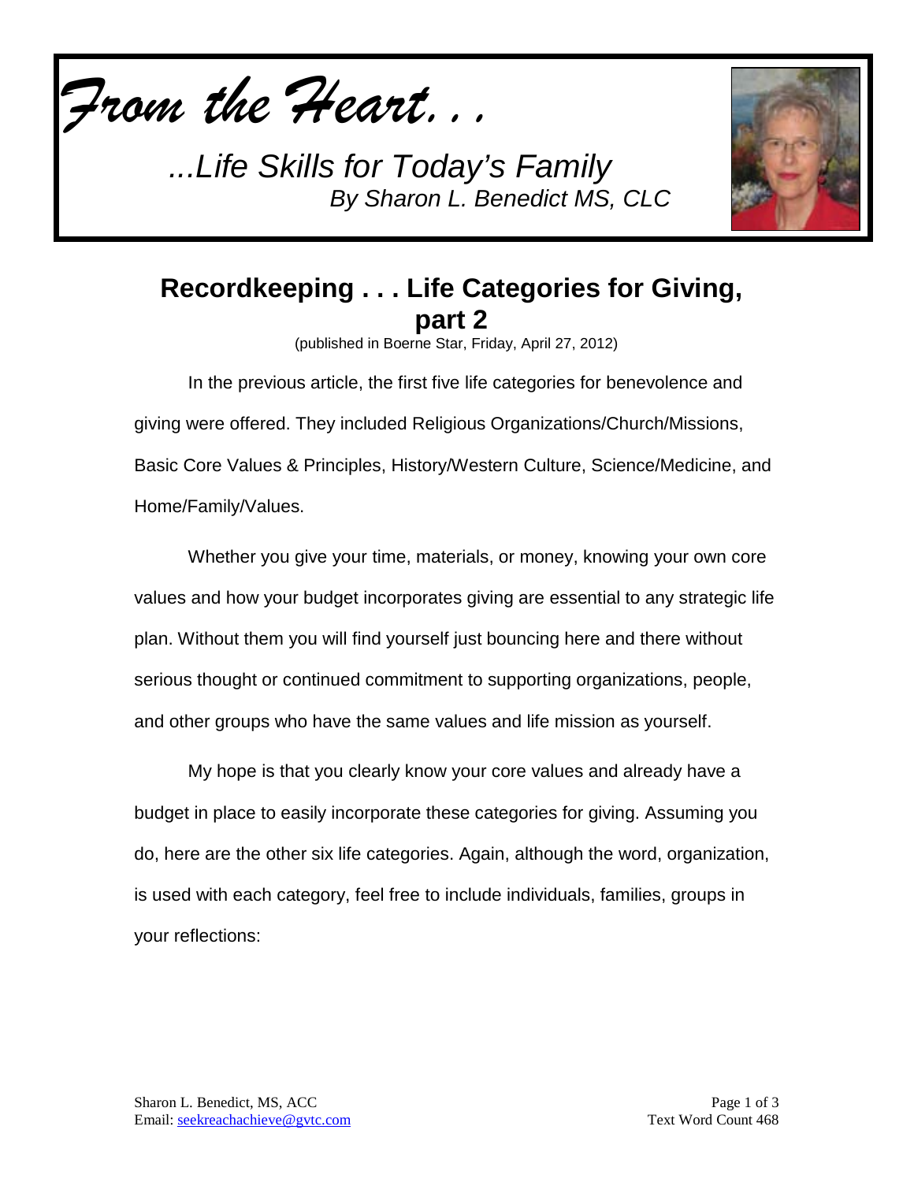*From the Heart. . .*

*...Life Skills for Today's Family*
*By Sharon L. Benedict MS, CLC*

## Recordkeeping . . . Life Categories for Giving, part 2

(published in Boerne Star, Friday, April 27, 2012)

In the previous article, the first five life categories for benevolence and giving were offered. They included Religious Organizations/Church/Missions, Basic Core Values & Principles, History/Western Culture, Science/Medicine, and Home/Family/Values.

Whether you give your time, materials, or money, knowing your own core values and how your budget incorporates giving are essential to any strategic life plan. Without them you will find yourself just bouncing here and there without serious thought or continued commitment to supporting organizations, people, and other groups who have the same values and life mission as yourself.

My hope is that you clearly know your core values and already have a budget in place to easily incorporate these categories for giving. Assuming you do, here are the other six life categories. Again, although the word, organization, is used with each category, feel free to include individuals, families, groups in your reflections:

Sharon L. Benedict, MS, ACC
Email: seekreachachieve@gvtc.com

Text Word Count 468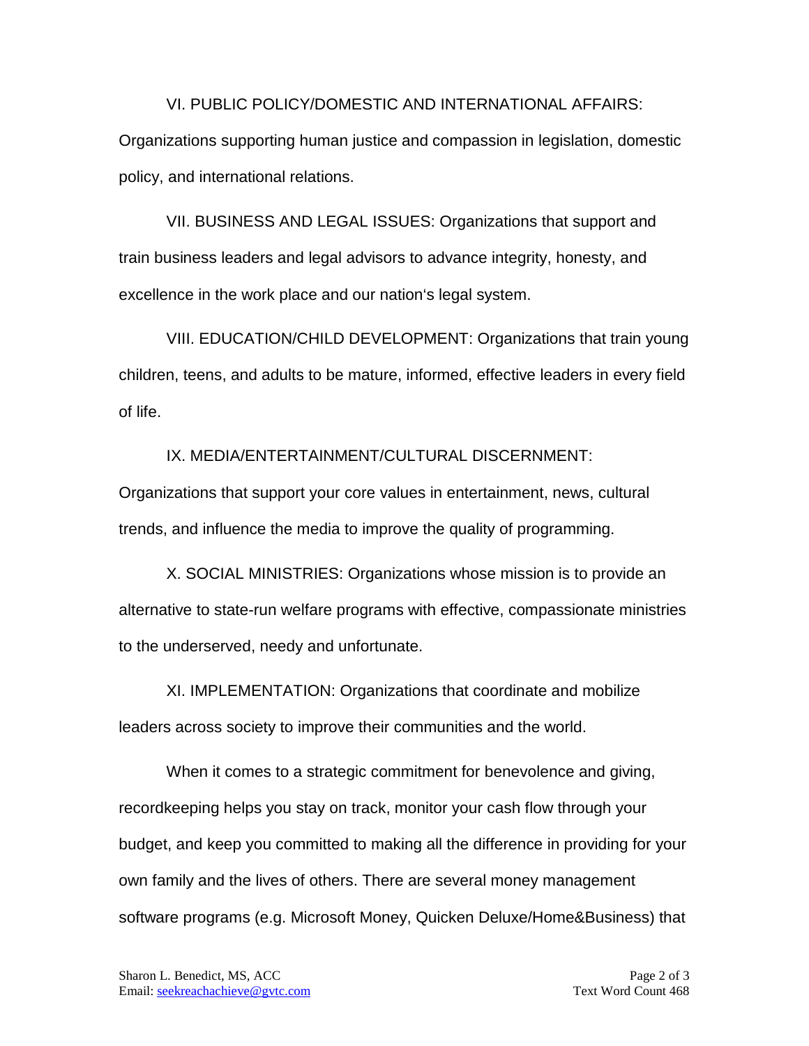VI. PUBLIC POLICY/DOMESTIC AND INTERNATIONAL AFFAIRS: Organizations supporting human justice and compassion in legislation, domestic policy, and international relations.

VII. BUSINESS AND LEGAL ISSUES: Organizations that support and train business leaders and legal advisors to advance integrity, honesty, and excellence in the work place and our nation's legal system.

VIII. EDUCATION/CHILD DEVELOPMENT: Organizations that train young children, teens, and adults to be mature, informed, effective leaders in every field of life.

IX. MEDIA/ENTERTAINMENT/CULTURAL DISCERNMENT: Organizations that support your core values in entertainment, news, cultural trends, and influence the media to improve the quality of programming.

X. SOCIAL MINISTRIES: Organizations whose mission is to provide an alternative to state-run welfare programs with effective, compassionate ministries to the underserved, needy and unfortunate.

XI. IMPLEMENTATION: Organizations that coordinate and mobilize leaders across society to improve their communities and the world.

When it comes to a strategic commitment for benevolence and giving, recordkeeping helps you stay on track, monitor your cash flow through your budget, and keep you committed to making all the difference in providing for your own family and the lives of others. There are several money management software programs (e.g. Microsoft Money, Quicken Deluxe/Home&Business) that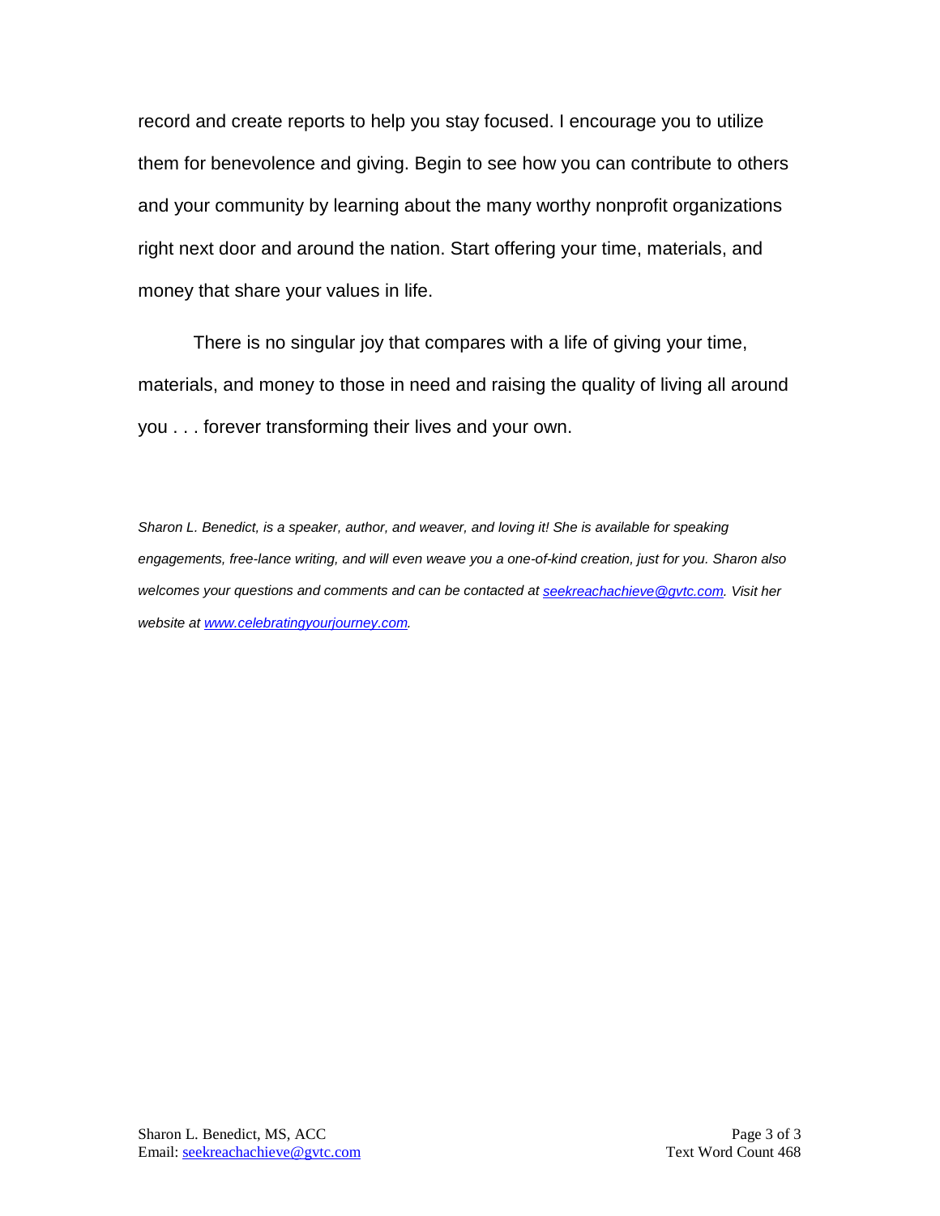record and create reports to help you stay focused. I encourage you to utilize them for benevolence and giving. Begin to see how you can contribute to others and your community by learning about the many worthy nonprofit organizations right next door and around the nation. Start offering your time, materials, and money that share your values in life.

There is no singular joy that compares with a life of giving your time, materials, and money to those in need and raising the quality of living all around you . . . forever transforming their lives and your own.

*Sharon L. Benedict, is a speaker, author, and weaver, and loving it! She is available for speaking engagements, free-lance writing, and will even weave you a one-of-kind creation, just for you. Sharon also welcomes your questions and comments and can be contacted at [seekreachachieve@gvtc.com](mailto:seekreachachieve@gvtc.com). Visit her website at [www.celebratingyourjourney.com](http://www.celebratingyourjourney.com).*